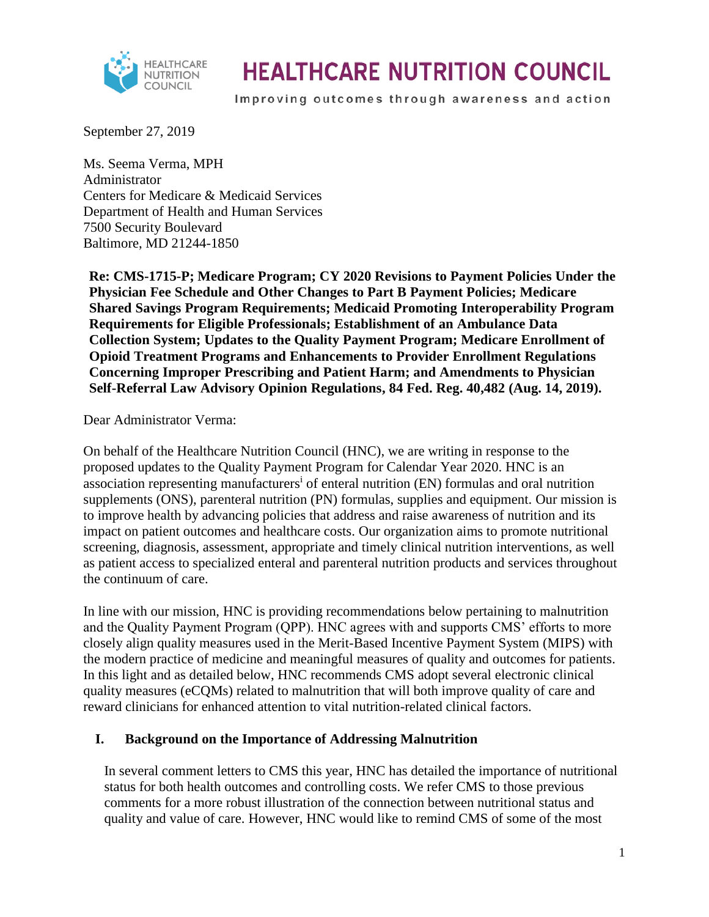# HEALTHCARE NUTRITION COUNCIL

Improving outcomes through awareness and action

September 27, 2019

Ms. Seema Verma, MPH
Administrator
Centers for Medicare & Medicaid Services
Department of Health and Human Services
7500 Security Boulevard
Baltimore, MD 21244-1850

**Re: CMS-1715-P; Medicare Program; CY 2020 Revisions to Payment Policies Under the Physician Fee Schedule and Other Changes to Part B Payment Policies; Medicare Shared Savings Program Requirements; Medicaid Promoting Interoperability Program Requirements for Eligible Professionals; Establishment of an Ambulance Data Collection System; Updates to the Quality Payment Program; Medicare Enrollment of Opioid Treatment Programs and Enhancements to Provider Enrollment Regulations Concerning Improper Prescribing and Patient Harm; and Amendments to Physician Self-Referral Law Advisory Opinion Regulations, 84 Fed. Reg. 40,482 (Aug. 14, 2019).**

Dear Administrator Verma:

On behalf of the Healthcare Nutrition Council (HNC), we are writing in response to the proposed updates to the Quality Payment Program for Calendar Year 2020. HNC is an association representing manufacturers[i] of enteral nutrition (EN) formulas and oral nutrition supplements (ONS), parenteral nutrition (PN) formulas, supplies and equipment. Our mission is to improve health by advancing policies that address and raise awareness of nutrition and its impact on patient outcomes and healthcare costs. Our organization aims to promote nutritional screening, diagnosis, assessment, appropriate and timely clinical nutrition interventions, as well as patient access to specialized enteral and parenteral nutrition products and services throughout the continuum of care.

In line with our mission, HNC is providing recommendations below pertaining to malnutrition and the Quality Payment Program (QPP). HNC agrees with and supports CMS' efforts to more closely align quality measures used in the Merit-Based Incentive Payment System (MIPS) with the modern practice of medicine and meaningful measures of quality and outcomes for patients. In this light and as detailed below, HNC recommends CMS adopt several electronic clinical quality measures (eCQMs) related to malnutrition that will both improve quality of care and reward clinicians for enhanced attention to vital nutrition-related clinical factors.

## I. Background on the Importance of Addressing Malnutrition

In several comment letters to CMS this year, HNC has detailed the importance of nutritional status for both health outcomes and controlling costs. We refer CMS to those previous comments for a more robust illustration of the connection between nutritional status and quality and value of care. However, HNC would like to remind CMS of some of the most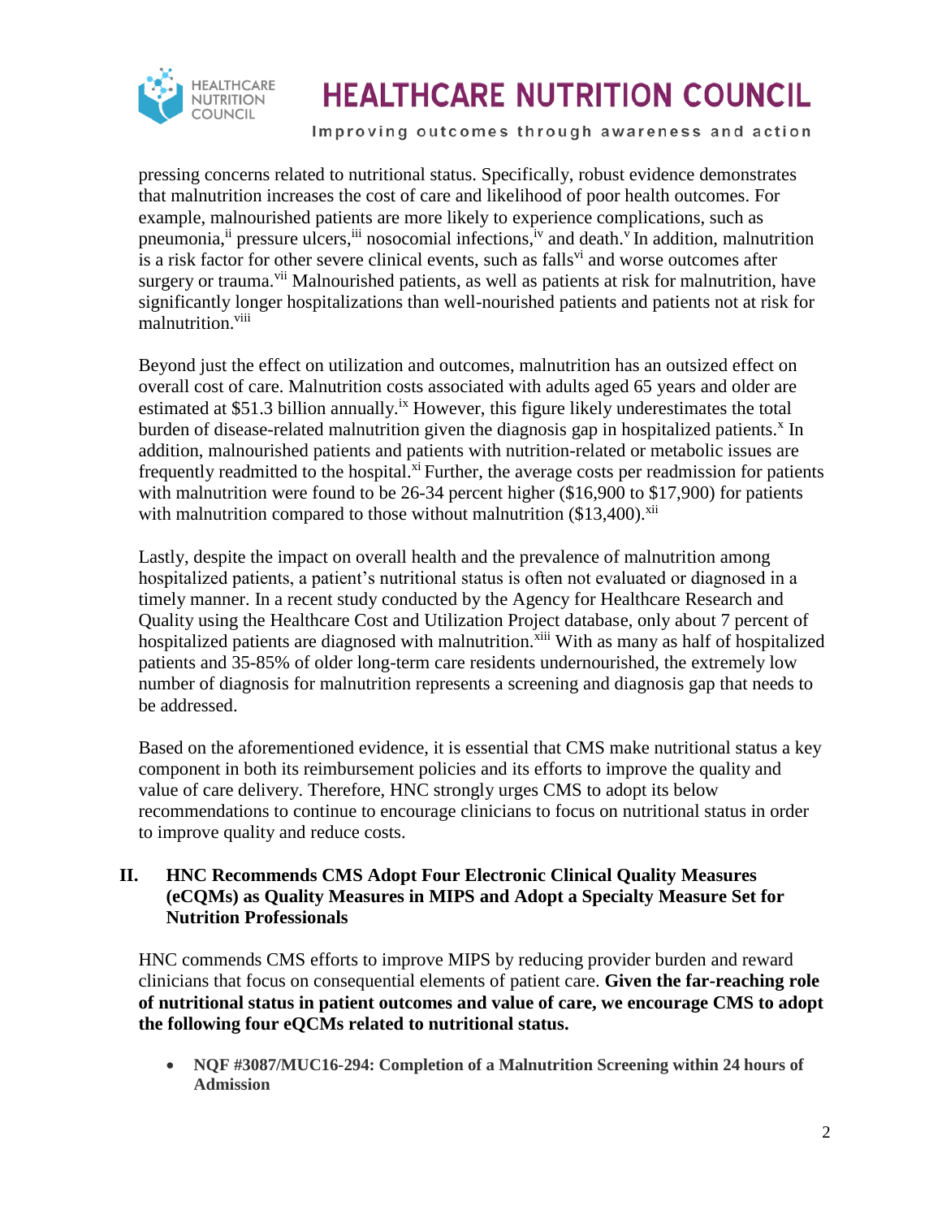pressing concerns related to nutritional status. Specifically, robust evidence demonstrates that malnutrition increases the cost of care and likelihood of poor health outcomes. For example, malnourished patients are more likely to experience complications, such as pneumonia,[ii] pressure ulcers,[iii] nosocomial infections,[iv] and death.[v] In addition, malnutrition is a risk factor for other severe clinical events, such as falls[vi] and worse outcomes after surgery or trauma.[vii] Malnourished patients, as well as patients at risk for malnutrition, have significantly longer hospitalizations than well-nourished patients and patients not at risk for malnutrition.[viii]

Beyond just the effect on utilization and outcomes, malnutrition has an outsized effect on overall cost of care. Malnutrition costs associated with adults aged 65 years and older are estimated at $51.3 billion annually.[ix] However, this figure likely underestimates the total burden of disease-related malnutrition given the diagnosis gap in hospitalized patients.[x] In addition, malnourished patients and patients with nutrition-related or metabolic issues are frequently readmitted to the hospital.[xi] Further, the average costs per readmission for patients with malnutrition were found to be 26-34 percent higher ($16,900 to $17,900) for patients with malnutrition compared to those without malnutrition ($13,400).[xii]

Lastly, despite the impact on overall health and the prevalence of malnutrition among hospitalized patients, a patient's nutritional status is often not evaluated or diagnosed in a timely manner. In a recent study conducted by the Agency for Healthcare Research and Quality using the Healthcare Cost and Utilization Project database, only about 7 percent of hospitalized patients are diagnosed with malnutrition.[xiii] With as many as half of hospitalized patients and 35-85% of older long-term care residents undernourished, the extremely low number of diagnosis for malnutrition represents a screening and diagnosis gap that needs to be addressed.

Based on the aforementioned evidence, it is essential that CMS make nutritional status a key component in both its reimbursement policies and its efforts to improve the quality and value of care delivery. Therefore, HNC strongly urges CMS to adopt its below recommendations to continue to encourage clinicians to focus on nutritional status in order to improve quality and reduce costs.

## II. HNC Recommends CMS Adopt Four Electronic Clinical Quality Measures (eCQMs) as Quality Measures in MIPS and Adopt a Specialty Measure Set for Nutrition Professionals

HNC commends CMS efforts to improve MIPS by reducing provider burden and reward clinicians that focus on consequential elements of patient care. **Given the far-reaching role of nutritional status in patient outcomes and value of care, we encourage CMS to adopt the following four eQCMs related to nutritional status.**

- **NQF #3087/MUC16-294: Completion of a Malnutrition Screening within 24 hours of Admission**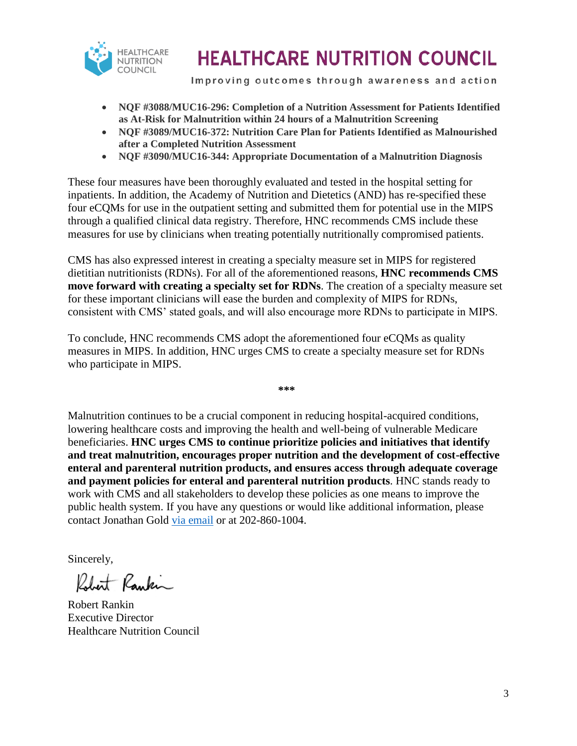- **NQF #3088/MUC16-296: Completion of a Nutrition Assessment for Patients Identified as At-Risk for Malnutrition within 24 hours of a Malnutrition Screening**
- **NQF #3089/MUC16-372: Nutrition Care Plan for Patients Identified as Malnourished after a Completed Nutrition Assessment**
- **NQF #3090/MUC16-344: Appropriate Documentation of a Malnutrition Diagnosis**

These four measures have been thoroughly evaluated and tested in the hospital setting for inpatients. In addition, the Academy of Nutrition and Dietetics (AND) has re-specified these four eCQMs for use in the outpatient setting and submitted them for potential use in the MIPS through a qualified clinical data registry. Therefore, HNC recommends CMS include these measures for use by clinicians when treating potentially nutritionally compromised patients.

CMS has also expressed interest in creating a specialty measure set in MIPS for registered dietitian nutritionists (RDNs). For all of the aforementioned reasons, **HNC recommends CMS move forward with creating a specialty set for RDNs**. The creation of a specialty measure set for these important clinicians will ease the burden and complexity of MIPS for RDNs, consistent with CMS' stated goals, and will also encourage more RDNs to participate in MIPS.

To conclude, HNC recommends CMS adopt the aforementioned four eCQMs as quality measures in MIPS. In addition, HNC urges CMS to create a specialty measure set for RDNs who participate in MIPS.

***

Malnutrition continues to be a crucial component in reducing hospital-acquired conditions, lowering healthcare costs and improving the health and well-being of vulnerable Medicare beneficiaries. **HNC urges CMS to continue prioritize policies and initiatives that identify and treat malnutrition, encourages proper nutrition and the development of cost-effective enteral and parenteral nutrition products, and ensures access through adequate coverage and payment policies for enteral and parenteral nutrition products**. HNC stands ready to work with CMS and all stakeholders to develop these policies as one means to improve the public health system. If you have any questions or would like additional information, please contact Jonathan Gold [via email](#) or at 202-860-1004.

Sincerely,

Robert Rankin
Executive Director
Healthcare Nutrition Council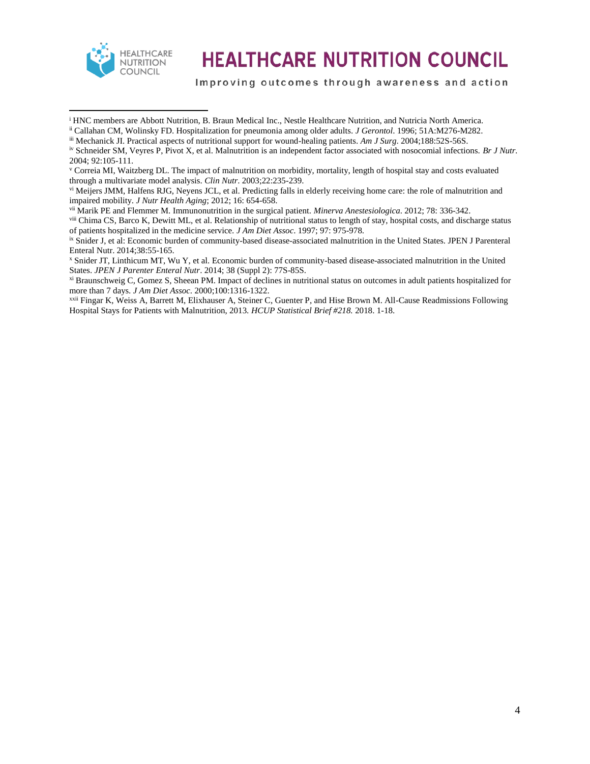[i] HNC members are Abbott Nutrition, B. Braun Medical Inc., Nestle Healthcare Nutrition, and Nutricia North America.

[ii] Callahan CM, Wolinsky FD. Hospitalization for pneumonia among older adults. *J Gerontol*. 1996; 51A:M276-M282.

[iii] Mechanick JI. Practical aspects of nutritional support for wound-healing patients. *Am J Surg*. 2004;188:52S-56S.

[iv] Schneider SM, Veyres P, Pivot X, et al. Malnutrition is an independent factor associated with nosocomial infections. *Br J Nutr*. 2004; 92:105-111.

[v] Correia MI, Waitzberg DL. The impact of malnutrition on morbidity, mortality, length of hospital stay and costs evaluated through a multivariate model analysis. *Clin Nutr*. 2003;22:235-239.

[vi] Meijers JMM, Halfens RJG, Neyens JCL, et al. Predicting falls in elderly receiving home care: the role of malnutrition and impaired mobility. *J Nutr Health Aging*; 2012; 16: 654-658.

[vii] Marik PE and Flemmer M. Immunonutrition in the surgical patient. *Minerva Anestesiologica*. 2012; 78: 336-342.

[viii] Chima CS, Barco K, Dewitt ML, et al. Relationship of nutritional status to length of stay, hospital costs, and discharge status of patients hospitalized in the medicine service. *J Am Diet Assoc*. 1997; 97: 975-978.

[ix] Snider J, et al: Economic burden of community-based disease-associated malnutrition in the United States. JPEN J Parenteral Enteral Nutr. 2014;38:55-165.

[x] Snider JT, Linthicum MT, Wu Y, et al. Economic burden of community-based disease-associated malnutrition in the United States. *JPEN J Parenter Enteral Nutr*. 2014; 38 (Suppl 2): 77S-85S.

[xi] Braunschweig C, Gomez S, Sheean PM. Impact of declines in nutritional status on outcomes in adult patients hospitalized for more than 7 days. *J Am Diet Assoc*. 2000;100:1316-1322.

[xxii] Fingar K, Weiss A, Barrett M, Elixhauser A, Steiner C, Guenter P, and Hise Brown M. All-Cause Readmissions Following Hospital Stays for Patients with Malnutrition, 2013. *HCUP Statistical Brief #218.* 2018. 1-18.